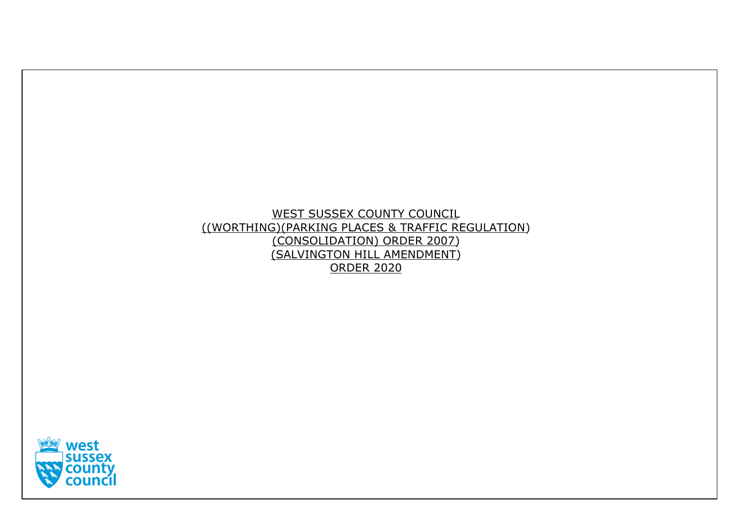WEST SUSSEX COUNTY COUNCIL
((WORTHING)(PARKING PLACES & TRAFFIC REGULATION)
(CONSOLIDATION) ORDER 2007)
(SALVINGTON HILL AMENDMENT)
ORDER 2020

west
sussex
county
council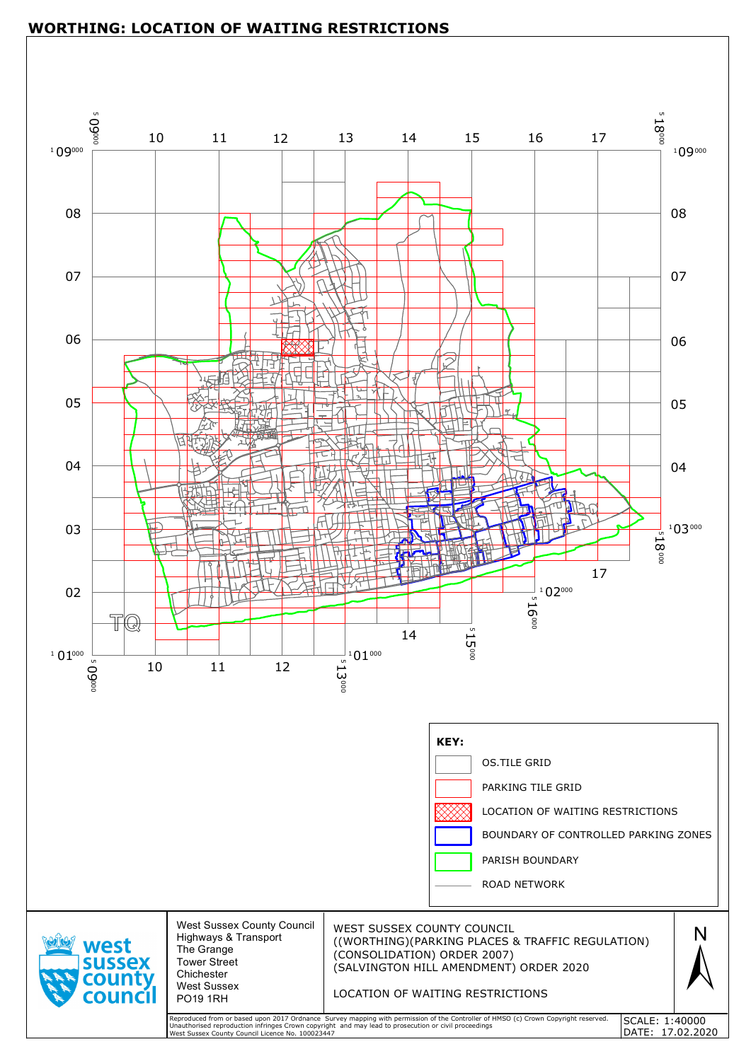# WORTHING: LOCATION OF WAITING RESTRICTIONS

**KEY:**

- OS.TILE GRID
- PARKING TILE GRID
- LOCATION OF WAITING RESTRICTIONS
- BOUNDARY OF CONTROLLED PARKING ZONES
- PARISH BOUNDARY
- ROAD NETWORK

West Sussex County Council
Highways & Transport
The Grange
Tower Street
Chichester
West Sussex
PO19 1RH

WEST SUSSEX COUNTY COUNCIL
((WORTHING)(PARKING PLACES & TRAFFIC REGULATION)
(CONSOLIDATION) ORDER 2007)
(SALVINGTON HILL AMENDMENT) ORDER 2020

LOCATION OF WAITING RESTRICTIONS

Reproduced from or based upon 2017 Ordnance Survey mapping with permission of the Controller of HMSO (c) Crown Copyright reserved. Unauthorised reproduction infringes Crown copyright and may lead to prosecution or civil proceedings
West Sussex County Council Licence No. 100023447

SCALE: 1:40000
DATE: 17.02.2020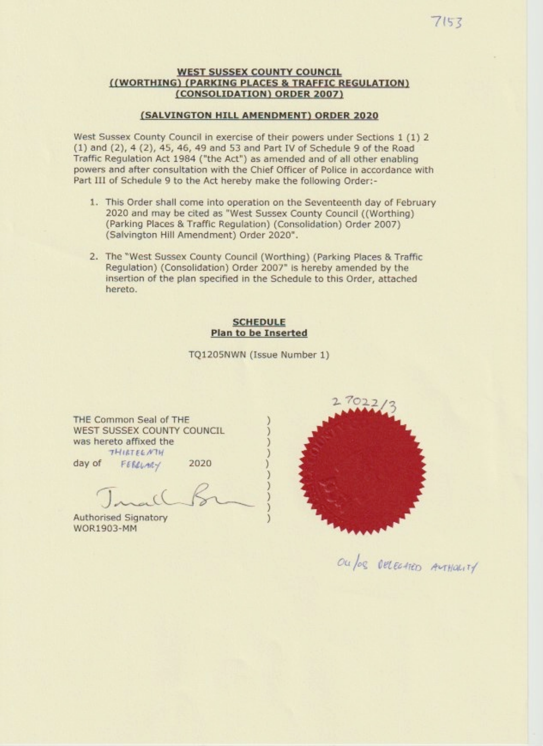7153

**WEST SUSSEX COUNTY COUNCIL**
**((WORTHING) (PARKING PLACES & TRAFFIC REGULATION)**
**(CONSOLIDATION) ORDER 2007)**

**(SALVINGTON HILL AMENDMENT) ORDER 2020**

West Sussex County Council in exercise of their powers under Sections 1 (1) 2 (1) and (2), 4 (2), 45, 46, 49 and 53 and Part IV of Schedule 9 of the Road Traffic Regulation Act 1984 ("the Act") as amended and of all other enabling powers and after consultation with the Chief Officer of Police in accordance with Part III of Schedule 9 to the Act hereby make the following Order:-

1. This Order shall come into operation on the Seventeenth day of February 2020 and may be cited as "West Sussex County Council ((Worthing) (Parking Places & Traffic Regulation) (Consolidation) Order 2007) (Salvington Hill Amendment) Order 2020".

2. The "West Sussex County Council (Worthing) (Parking Places & Traffic Regulation) (Consolidation) Order 2007" is hereby amended by the insertion of the plan specified in the Schedule to this Order, attached hereto.

**SCHEDULE**
**Plan to be Inserted**

TQ1205NWN (Issue Number 1)

THE Common Seal of THE WEST SUSSEX COUNTY COUNCIL was hereto affixed the THIRTEENTH day of FEBRUARY 2020

27022/3

Authorised Signatory
WOR1903-MM

OU/OS DELEGATED AUTHORITY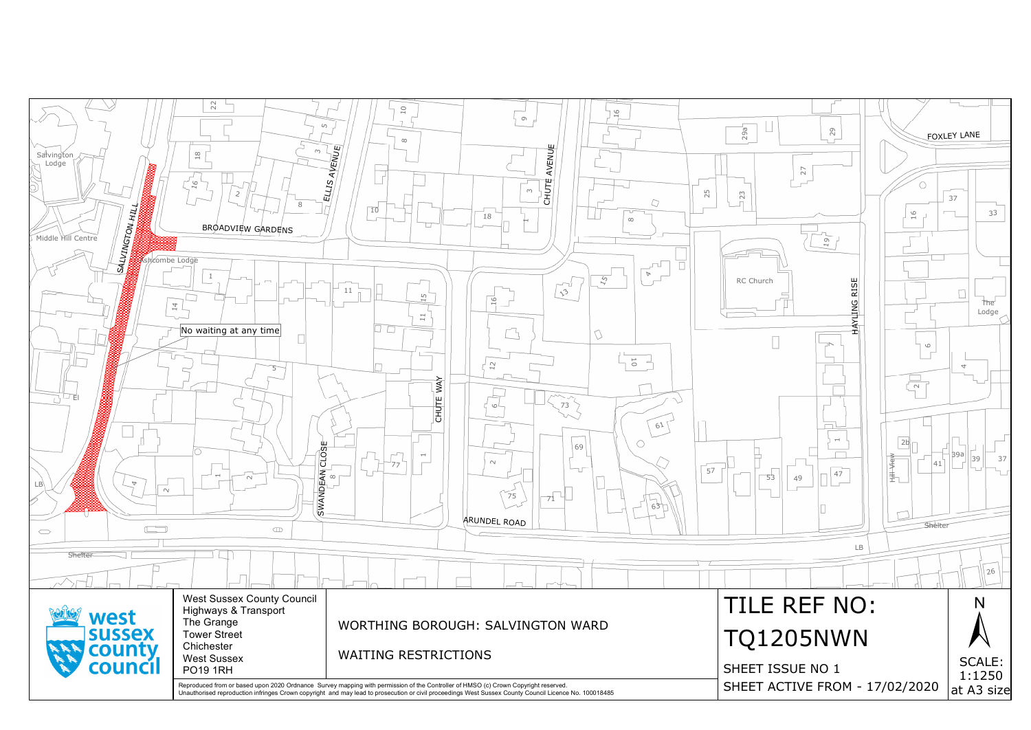No waiting at any time

West Sussex County Council
Highways & Transport
The Grange
Tower Street
Chichester
West Sussex
PO19 1RH

WORTHING BOROUGH: SALVINGTON WARD

WAITING RESTRICTIONS

TILE REF NO:
TQ1205NWN

SHEET ISSUE NO 1
SHEET ACTIVE FROM - 17/02/2020

N

SCALE:
1:1250
at A3 size

Reproduced from or based upon 2020 Ordnance Survey mapping with permission of the Controller of HMSO (c) Crown Copyright reserved.
Unauthorised reproduction infringes Crown copyright and may lead to prosecution or civil proceedings West Sussex County Council Licence No. 100018485